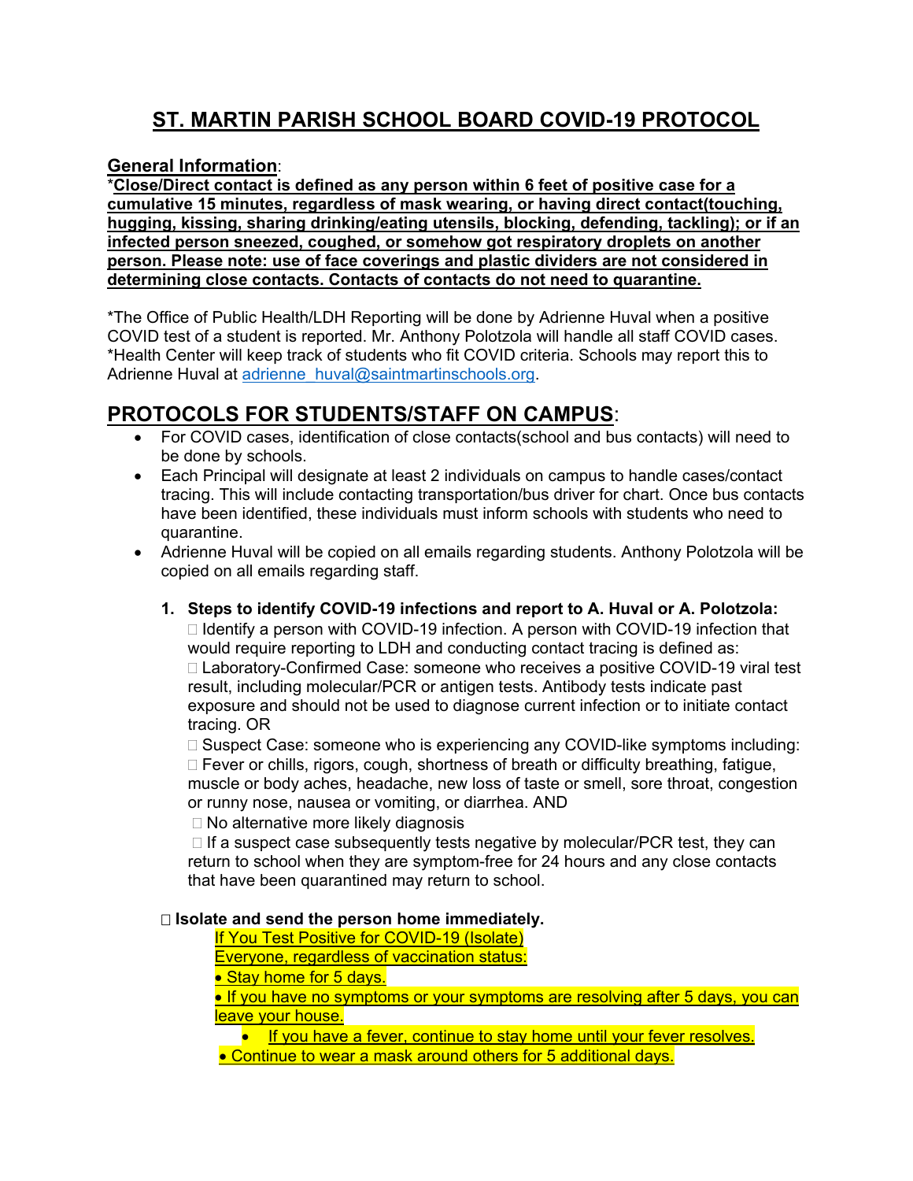# ST. MARTIN PARISH SCHOOL BOARD COVID-19 PROTOCOL

**General Information**:

***Close/Direct contact is defined as any person within 6 feet of positive case for a cumulative 15 minutes, regardless of mask wearing, or having direct contact(touching, hugging, kissing, sharing drinking/eating utensils, blocking, defending, tackling); or if an infected person sneezed, coughed, or somehow got respiratory droplets on another person. Please note: use of face coverings and plastic dividers are not considered in determining close contacts. Contacts of contacts do not need to quarantine.**

*The Office of Public Health/LDH Reporting will be done by Adrienne Huval when a positive COVID test of a student is reported. Mr. Anthony Polotzola will handle all staff COVID cases.
*Health Center will keep track of students who fit COVID criteria. Schools may report this to Adrienne Huval at adrienne_huval@saintmartinschools.org.

## PROTOCOLS FOR STUDENTS/STAFF ON CAMPUS:

- For COVID cases, identification of close contacts(school and bus contacts) will need to be done by schools.
- Each Principal will designate at least 2 individuals on campus to handle cases/contact tracing. This will include contacting transportation/bus driver for chart. Once bus contacts have been identified, these individuals must inform schools with students who need to quarantine.
- Adrienne Huval will be copied on all emails regarding students. Anthony Polotzola will be copied on all emails regarding staff.

1. **Steps to identify COVID-19 infections and report to A. Huval or A. Polotzola:**
   - Identify a person with COVID-19 infection. A person with COVID-19 infection that would require reporting to LDH and conducting contact tracing is defined as:
   - Laboratory-Confirmed Case: someone who receives a positive COVID-19 viral test result, including molecular/PCR or antigen tests. Antibody tests indicate past exposure and should not be used to diagnose current infection or to initiate contact tracing. OR
   - Suspect Case: someone who is experiencing any COVID-like symptoms including:
   - Fever or chills, rigors, cough, shortness of breath or difficulty breathing, fatigue, muscle or body aches, headache, new loss of taste or smell, sore throat, congestion or runny nose, nausea or vomiting, or diarrhea. AND
   - No alternative more likely diagnosis
   - If a suspect case subsequently tests negative by molecular/PCR test, they can return to school when they are symptom-free for 24 hours and any close contacts that have been quarantined may return to school.

- **Isolate and send the person home immediately.**

  If You Test Positive for COVID-19 (Isolate)
  Everyone, regardless of vaccination status:
  - Stay home for 5 days.
  - If you have no symptoms or your symptoms are resolving after 5 days, you can leave your house.
    - If you have a fever, continue to stay home until your fever resolves.
  - Continue to wear a mask around others for 5 additional days.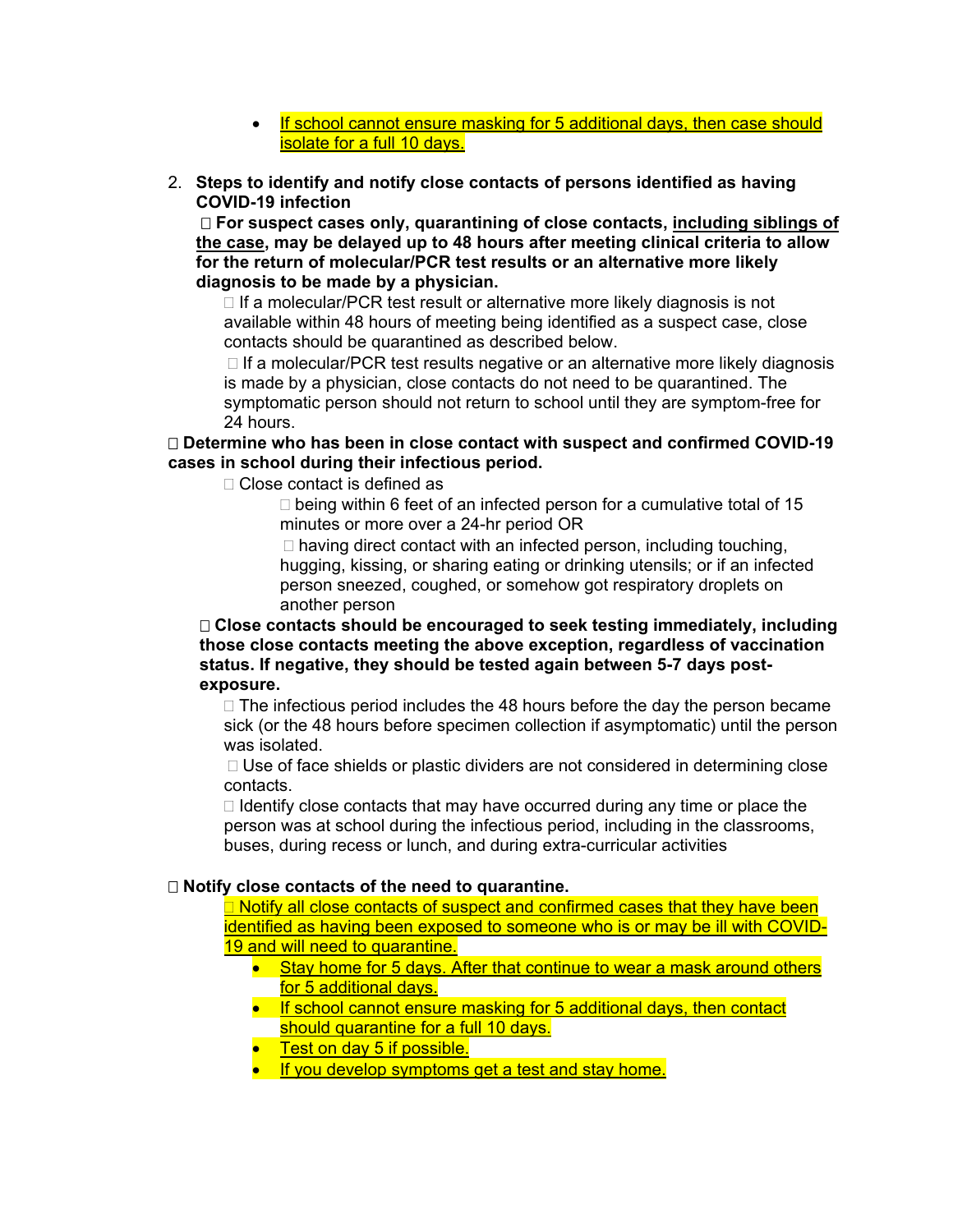- If school cannot ensure masking for 5 additional days, then case should isolate for a full 10 days.

2. **Steps to identify and notify close contacts of persons identified as having COVID-19 infection**

   - **For suspect cases only, quarantining of close contacts, including siblings of the case, may be delayed up to 48 hours after meeting clinical criteria to allow for the return of molecular/PCR test results or an alternative more likely diagnosis to be made by a physician.**
     - If a molecular/PCR test result or alternative more likely diagnosis is not available within 48 hours of meeting being identified as a suspect case, close contacts should be quarantined as described below.
     - If a molecular/PCR test results negative or an alternative more likely diagnosis is made by a physician, close contacts do not need to be quarantined. The symptomatic person should not return to school until they are symptom-free for 24 hours.

- **Determine who has been in close contact with suspect and confirmed COVID-19 cases in school during their infectious period.**
  - Close contact is defined as
    - being within 6 feet of an infected person for a cumulative total of 15 minutes or more over a 24-hr period OR
    - having direct contact with an infected person, including touching, hugging, kissing, or sharing eating or drinking utensils; or if an infected person sneezed, coughed, or somehow got respiratory droplets on another person
  - **Close contacts should be encouraged to seek testing immediately, including those close contacts meeting the above exception, regardless of vaccination status. If negative, they should be tested again between 5-7 days post-exposure.**
    - The infectious period includes the 48 hours before the day the person became sick (or the 48 hours before specimen collection if asymptomatic) until the person was isolated.
    - Use of face shields or plastic dividers are not considered in determining close contacts.
    - Identify close contacts that may have occurred during any time or place the person was at school during the infectious period, including in the classrooms, buses, during recess or lunch, and during extra-curricular activities

- **Notify close contacts of the need to quarantine.**
  - Notify all close contacts of suspect and confirmed cases that they have been identified as having been exposed to someone who is or may be ill with COVID-19 and will need to quarantine.
    - Stay home for 5 days. After that continue to wear a mask around others for 5 additional days.
    - If school cannot ensure masking for 5 additional days, then contact should quarantine for a full 10 days.
    - Test on day 5 if possible.
    - If you develop symptoms get a test and stay home.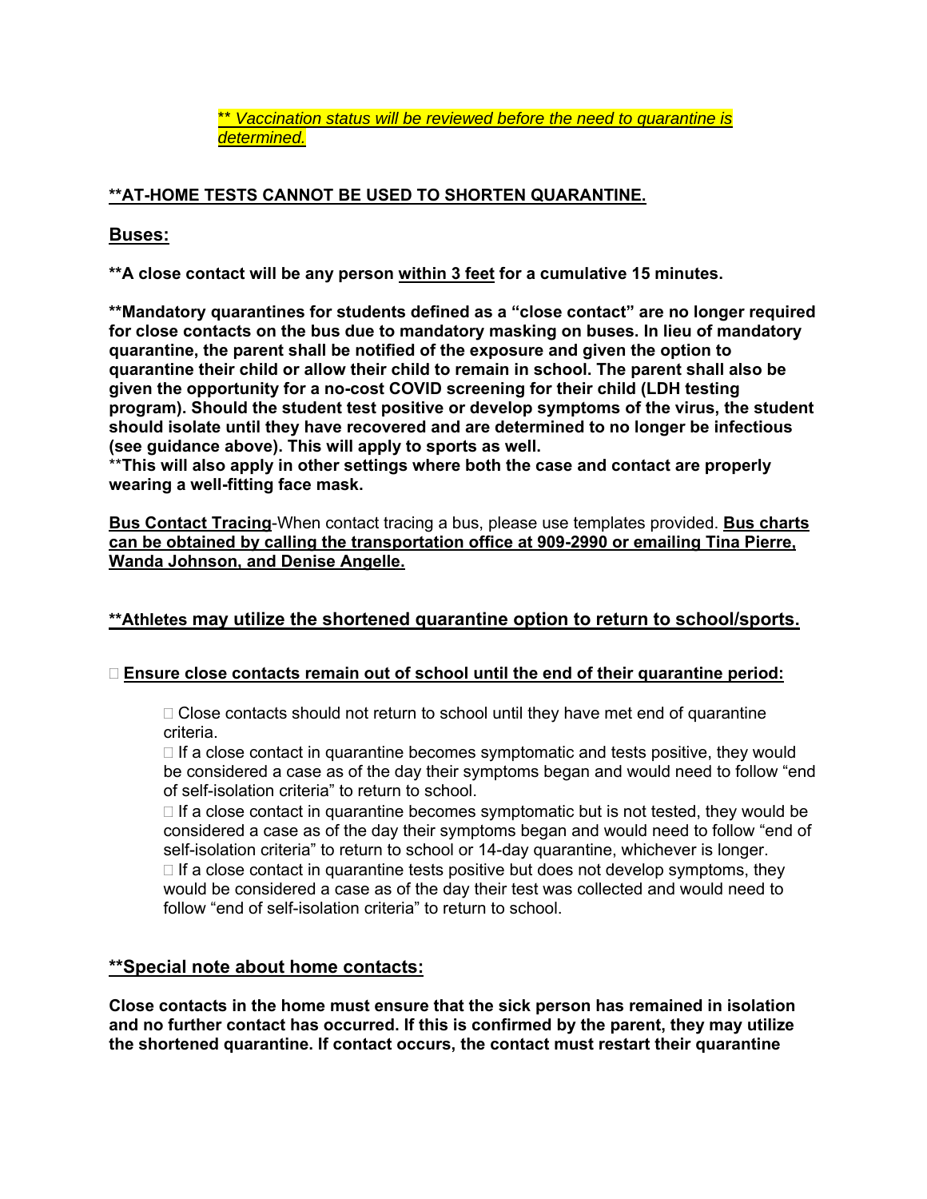*\*\* Vaccination status will be reviewed before the need to quarantine is determined.*

**\*\*AT-HOME TESTS CANNOT BE USED TO SHORTEN QUARANTINE.**

## Buses:

**\*\*A close contact will be any person within 3 feet for a cumulative 15 minutes.**

**\*\*Mandatory quarantines for students defined as a "close contact" are no longer required for close contacts on the bus due to mandatory masking on buses. In lieu of mandatory quarantine, the parent shall be notified of the exposure and given the option to quarantine their child or allow their child to remain in school. The parent shall also be given the opportunity for a no-cost COVID screening for their child (LDH testing program). Should the student test positive or develop symptoms of the virus, the student should isolate until they have recovered and are determined to no longer be infectious (see guidance above). This will apply to sports as well.**
**\*\*This will also apply in other settings where both the case and contact are properly wearing a well-fitting face mask.**

**Bus Contact Tracing**-When contact tracing a bus, please use templates provided. **Bus charts can be obtained by calling the transportation office at 909-2990 or emailing Tina Pierre, Wanda Johnson, and Denise Angelle.**

**\*\*Athletes may utilize the shortened quarantine option to return to school/sports.**

- **Ensure close contacts remain out of school until the end of their quarantine period:**
  - Close contacts should not return to school until they have met end of quarantine criteria.
  - If a close contact in quarantine becomes symptomatic and tests positive, they would be considered a case as of the day their symptoms began and would need to follow "end of self-isolation criteria" to return to school.
  - If a close contact in quarantine becomes symptomatic but is not tested, they would be considered a case as of the day their symptoms began and would need to follow "end of self-isolation criteria" to return to school or 14-day quarantine, whichever is longer.
  - If a close contact in quarantine tests positive but does not develop symptoms, they would be considered a case as of the day their test was collected and would need to follow "end of self-isolation criteria" to return to school.

**\*\*Special note about home contacts:**

**Close contacts in the home must ensure that the sick person has remained in isolation and no further contact has occurred. If this is confirmed by the parent, they may utilize the shortened quarantine. If contact occurs, the contact must restart their quarantine**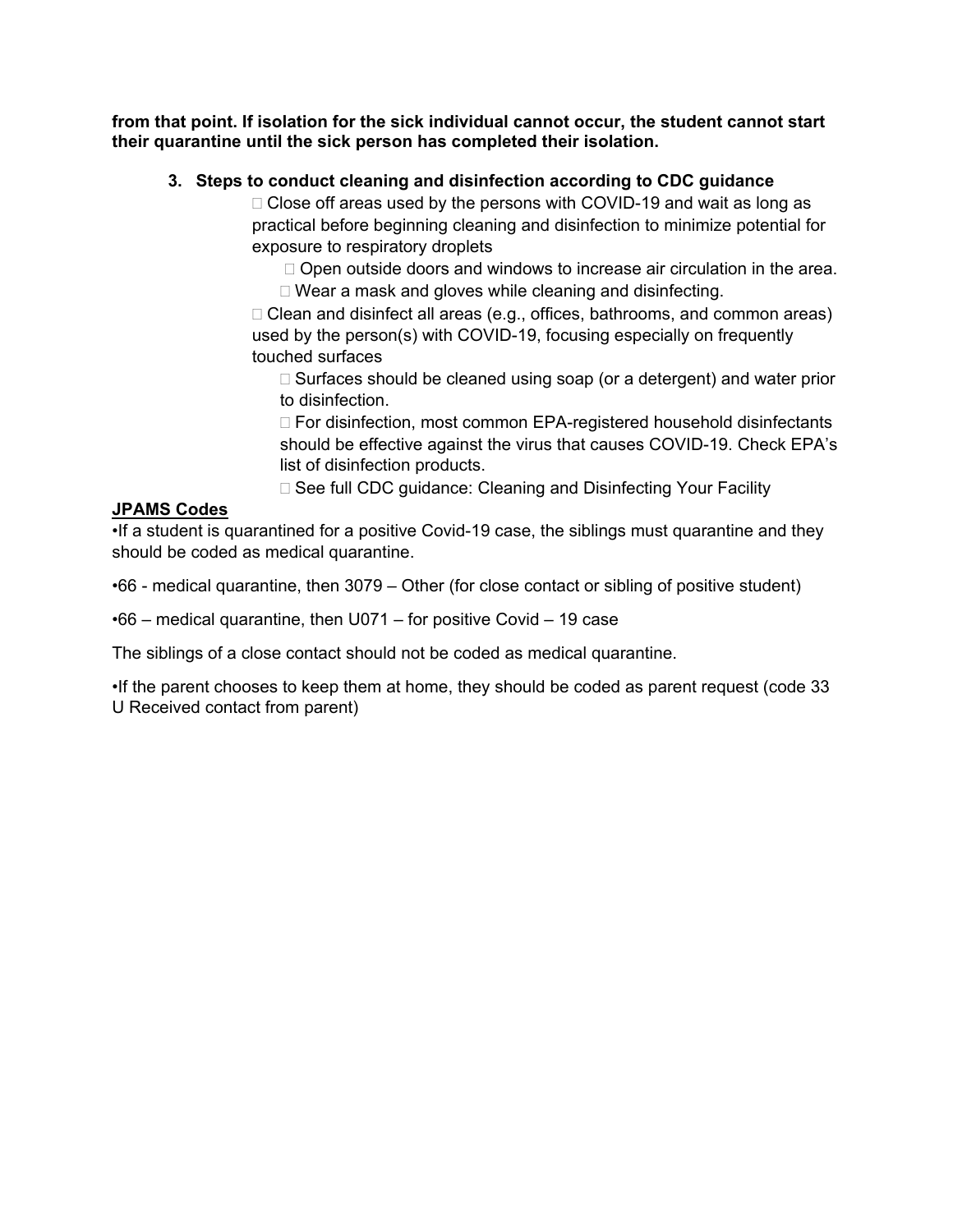**from that point. If isolation for the sick individual cannot occur, the student cannot start their quarantine until the sick person has completed their isolation.**

3. **Steps to conduct cleaning and disinfection according to CDC guidance**
   - Close off areas used by the persons with COVID-19 and wait as long as practical before beginning cleaning and disinfection to minimize potential for exposure to respiratory droplets
     - Open outside doors and windows to increase air circulation in the area.
     - Wear a mask and gloves while cleaning and disinfecting.
   - Clean and disinfect all areas (e.g., offices, bathrooms, and common areas) used by the person(s) with COVID-19, focusing especially on frequently touched surfaces
     - Surfaces should be cleaned using soap (or a detergent) and water prior to disinfection.
     - For disinfection, most common EPA-registered household disinfectants should be effective against the virus that causes COVID-19. Check EPA's list of disinfection products.
     - See full CDC guidance: Cleaning and Disinfecting Your Facility

**<u>JPAMS Codes</u>**

•If a student is quarantined for a positive Covid-19 case, the siblings must quarantine and they should be coded as medical quarantine.

•66 - medical quarantine, then 3079 – Other (for close contact or sibling of positive student)

•66 – medical quarantine, then U071 – for positive Covid – 19 case

The siblings of a close contact should not be coded as medical quarantine.

•If the parent chooses to keep them at home, they should be coded as parent request (code 33 U Received contact from parent)